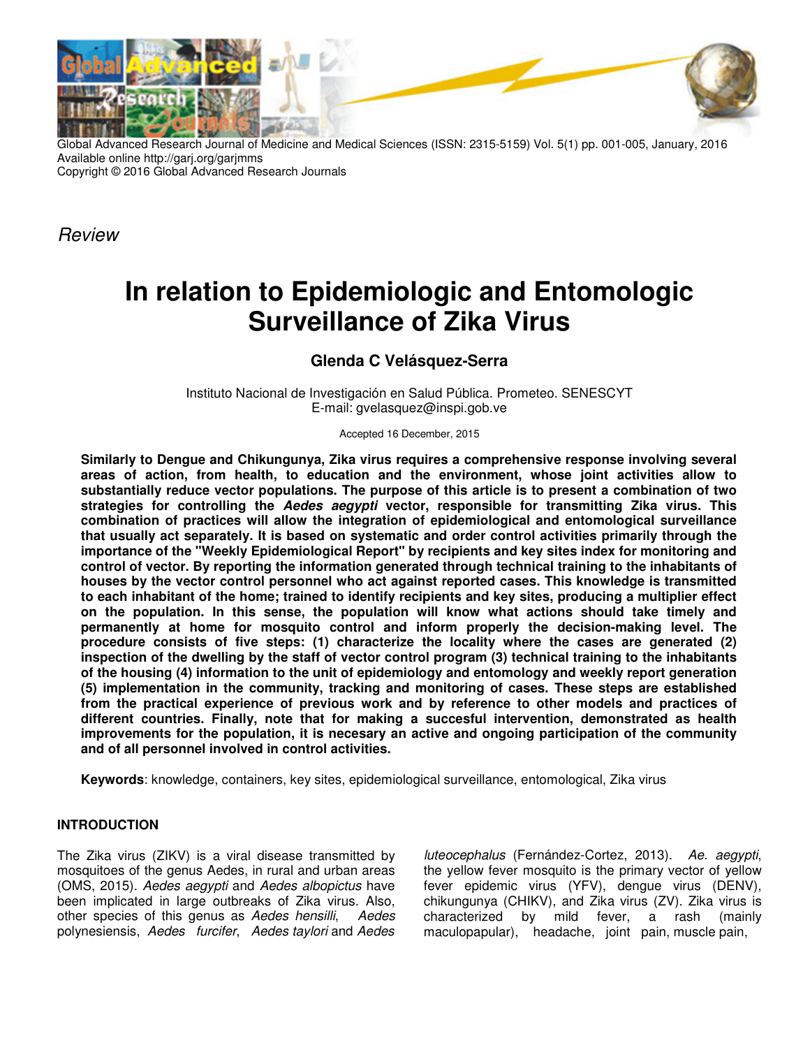*Review*

# In relation to Epidemiologic and Entomologic Surveillance of Zika Virus

**Glenda C Velásquez-Serra**

Instituto Nacional de Investigación en Salud Pública. Prometeo. SENESCYT
E-mail: gvelasquez@inspi.gob.ve

Accepted 16 December, 2015

**Similarly to Dengue and Chikungunya, Zika virus requires a comprehensive response involving several areas of action, from health, to education and the environment, whose joint activities allow to substantially reduce vector populations. The purpose of this article is to present a combination of two strategies for controlling the *Aedes aegypti* vector, responsible for transmitting Zika virus. This combination of practices will allow the integration of epidemiological and entomological surveillance that usually act separately. It is based on systematic and order control activities primarily through the importance of the "Weekly Epidemiological Report" by recipients and key sites index for monitoring and control of vector. By reporting the information generated through technical training to the inhabitants of houses by the vector control personnel who act against reported cases. This knowledge is transmitted to each inhabitant of the home; trained to identify recipients and key sites, producing a multiplier effect on the population. In this sense, the population will know what actions should take timely and permanently at home for mosquito control and inform properly the decision-making level. The procedure consists of five steps: (1) characterize the locality where the cases are generated (2) inspection of the dwelling by the staff of vector control program (3) technical training to the inhabitants of the housing (4) information to the unit of epidemiology and entomology and weekly report generation (5) implementation in the community, tracking and monitoring of cases. These steps are established from the practical experience of previous work and by reference to other models and practices of different countries. Finally, note that for making a succesful intervention, demonstrated as health improvements for the population, it is necesary an active and ongoing participation of the community and of all personnel involved in control activities.**

**Keywords**: knowledge, containers, key sites, epidemiological surveillance, entomological, Zika virus

## INTRODUCTION

The Zika virus (ZIKV) is a viral disease transmitted by mosquitoes of the genus Aedes, in rural and urban areas (OMS, 2015). *Aedes aegypti* and *Aedes albopictus* have been implicated in large outbreaks of Zika virus. Also, other species of this genus as *Aedes hensilli*, *Aedes* polynesiensis, *Aedes furcifer*, *Aedes taylori* and *Aedes luteocephalus* (Fernández-Cortez, 2013). *Ae. aegypti*, the yellow fever mosquito is the primary vector of yellow fever epidemic virus (YFV), dengue virus (DENV), chikungunya (CHIKV), and Zika virus (ZV). Zika virus is characterized by mild fever, a rash (mainly maculopapular), headache, joint pain, muscle pain,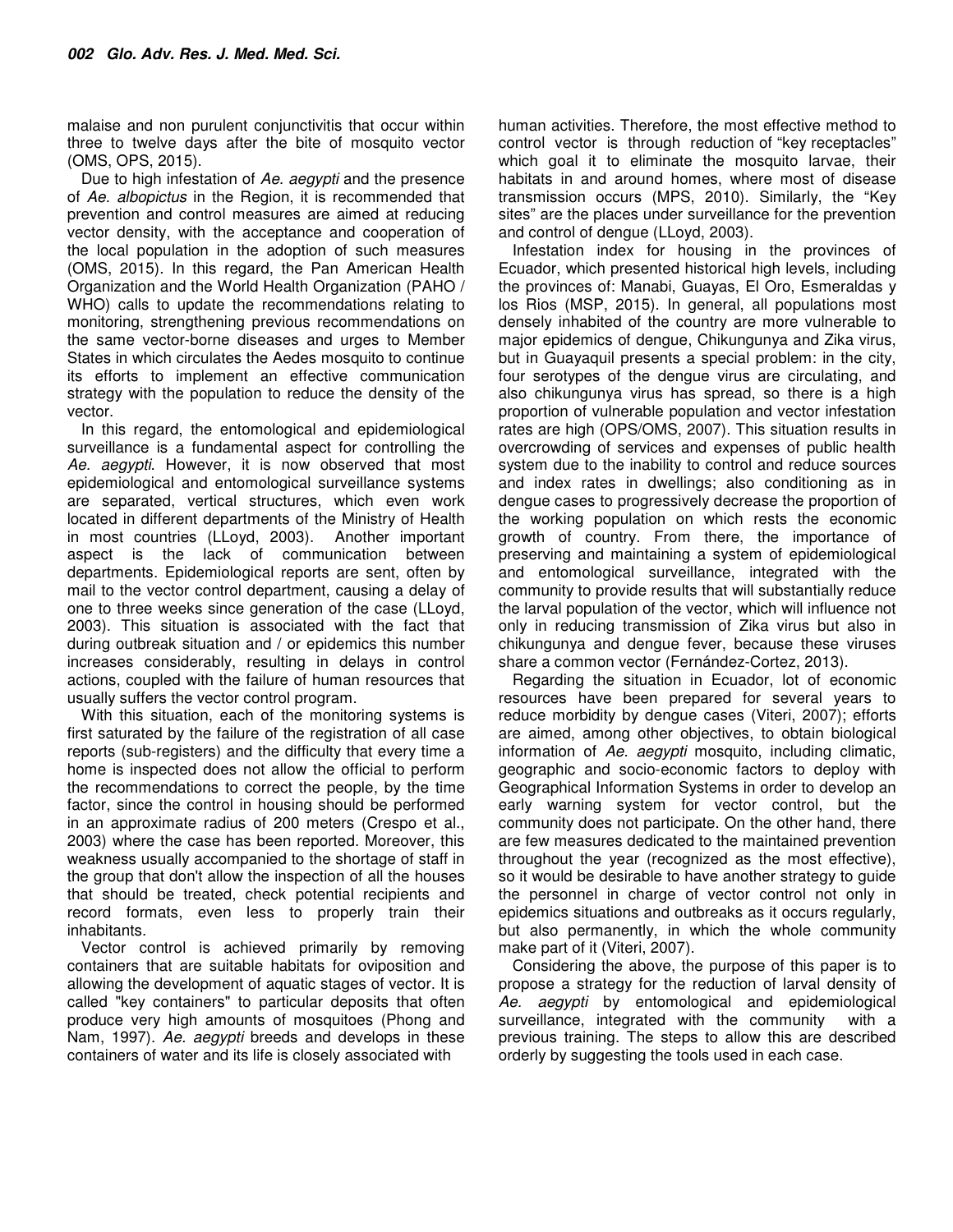malaise and non purulent conjunctivitis that occur within three to twelve days after the bite of mosquito vector (OMS, OPS, 2015).

Due to high infestation of *Ae. aegypti* and the presence of *Ae. albopictus* in the Region, it is recommended that prevention and control measures are aimed at reducing vector density, with the acceptance and cooperation of the local population in the adoption of such measures (OMS, 2015). In this regard, the Pan American Health Organization and the World Health Organization (PAHO / WHO) calls to update the recommendations relating to monitoring, strengthening previous recommendations on the same vector-borne diseases and urges to Member States in which circulates the Aedes mosquito to continue its efforts to implement an effective communication strategy with the population to reduce the density of the vector.

In this regard, the entomological and epidemiological surveillance is a fundamental aspect for controlling the *Ae. aegypti*. However, it is now observed that most epidemiological and entomological surveillance systems are separated, vertical structures, which even work located in different departments of the Ministry of Health in most countries (LLoyd, 2003). Another important aspect is the lack of communication between departments. Epidemiological reports are sent, often by mail to the vector control department, causing a delay of one to three weeks since generation of the case (LLoyd, 2003). This situation is associated with the fact that during outbreak situation and / or epidemics this number increases considerably, resulting in delays in control actions, coupled with the failure of human resources that usually suffers the vector control program.

With this situation, each of the monitoring systems is first saturated by the failure of the registration of all case reports (sub-registers) and the difficulty that every time a home is inspected does not allow the official to perform the recommendations to correct the people, by the time factor, since the control in housing should be performed in an approximate radius of 200 meters (Crespo et al., 2003) where the case has been reported. Moreover, this weakness usually accompanied to the shortage of staff in the group that don't allow the inspection of all the houses that should be treated, check potential recipients and record formats, even less to properly train their inhabitants.

Vector control is achieved primarily by removing containers that are suitable habitats for oviposition and allowing the development of aquatic stages of vector. It is called "key containers" to particular deposits that often produce very high amounts of mosquitoes (Phong and Nam, 1997). *Ae. aegypti* breeds and develops in these containers of water and its life is closely associated with human activities. Therefore, the most effective method to control vector is through reduction of "key receptacles" which goal it to eliminate the mosquito larvae, their habitats in and around homes, where most of disease transmission occurs (MPS, 2010). Similarly, the "Key sites" are the places under surveillance for the prevention and control of dengue (LLoyd, 2003).

Infestation index for housing in the provinces of Ecuador, which presented historical high levels, including the provinces of: Manabi, Guayas, El Oro, Esmeraldas y los Rios (MSP, 2015). In general, all populations most densely inhabited of the country are more vulnerable to major epidemics of dengue, Chikungunya and Zika virus, but in Guayaquil presents a special problem: in the city, four serotypes of the dengue virus are circulating, and also chikungunya virus has spread, so there is a high proportion of vulnerable population and vector infestation rates are high (OPS/OMS, 2007). This situation results in overcrowding of services and expenses of public health system due to the inability to control and reduce sources and index rates in dwellings; also conditioning as in dengue cases to progressively decrease the proportion of the working population on which rests the economic growth of country. From there, the importance of preserving and maintaining a system of epidemiological and entomological surveillance, integrated with the community to provide results that will substantially reduce the larval population of the vector, which will influence not only in reducing transmission of Zika virus but also in chikungunya and dengue fever, because these viruses share a common vector (Fernández-Cortez, 2013).

Regarding the situation in Ecuador, lot of economic resources have been prepared for several years to reduce morbidity by dengue cases (Viteri, 2007); efforts are aimed, among other objectives, to obtain biological information of *Ae. aegypti* mosquito, including climatic, geographic and socio-economic factors to deploy with Geographical Information Systems in order to develop an early warning system for vector control, but the community does not participate. On the other hand, there are few measures dedicated to the maintained prevention throughout the year (recognized as the most effective), so it would be desirable to have another strategy to guide the personnel in charge of vector control not only in epidemics situations and outbreaks as it occurs regularly, but also permanently, in which the whole community make part of it (Viteri, 2007).

Considering the above, the purpose of this paper is to propose a strategy for the reduction of larval density of *Ae. aegypti* by entomological and epidemiological surveillance, integrated with the community with a previous training. The steps to allow this are described orderly by suggesting the tools used in each case.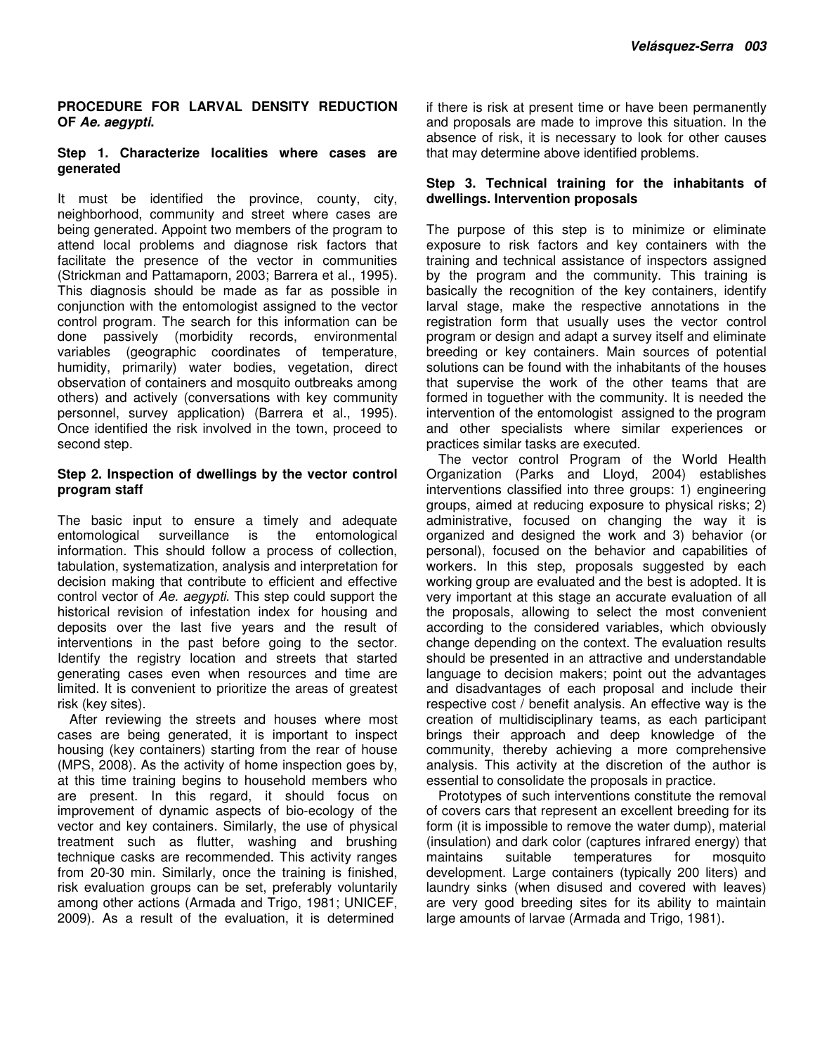**PROCEDURE FOR LARVAL DENSITY REDUCTION OF *Ae. aegypti*.**

**Step 1. Characterize localities where cases are generated**

It must be identified the province, county, city, neighborhood, community and street where cases are being generated. Appoint two members of the program to attend local problems and diagnose risk factors that facilitate the presence of the vector in communities (Strickman and Pattamaporn, 2003; Barrera et al., 1995). This diagnosis should be made as far as possible in conjunction with the entomologist assigned to the vector control program. The search for this information can be done passively (morbidity records, environmental variables (geographic coordinates of temperature, humidity, primarily) water bodies, vegetation, direct observation of containers and mosquito outbreaks among others) and actively (conversations with key community personnel, survey application) (Barrera et al., 1995). Once identified the risk involved in the town, proceed to second step.

**Step 2. Inspection of dwellings by the vector control program staff**

The basic input to ensure a timely and adequate entomological surveillance is the entomological information. This should follow a process of collection, tabulation, systematization, analysis and interpretation for decision making that contribute to efficient and effective control vector of *Ae. aegypti*. This step could support the historical revision of infestation index for housing and deposits over the last five years and the result of interventions in the past before going to the sector. Identify the registry location and streets that started generating cases even when resources and time are limited. It is convenient to prioritize the areas of greatest risk (key sites).

After reviewing the streets and houses where most cases are being generated, it is important to inspect housing (key containers) starting from the rear of house (MPS, 2008). As the activity of home inspection goes by, at this time training begins to household members who are present. In this regard, it should focus on improvement of dynamic aspects of bio-ecology of the vector and key containers. Similarly, the use of physical treatment such as flutter, washing and brushing technique casks are recommended. This activity ranges from 20-30 min. Similarly, once the training is finished, risk evaluation groups can be set, preferably voluntarily among other actions (Armada and Trigo, 1981; UNICEF, 2009). As a result of the evaluation, it is determined if there is risk at present time or have been permanently and proposals are made to improve this situation. In the absence of risk, it is necessary to look for other causes that may determine above identified problems.

**Step 3. Technical training for the inhabitants of dwellings. Intervention proposals**

The purpose of this step is to minimize or eliminate exposure to risk factors and key containers with the training and technical assistance of inspectors assigned by the program and the community. This training is basically the recognition of the key containers, identify larval stage, make the respective annotations in the registration form that usually uses the vector control program or design and adapt a survey itself and eliminate breeding or key containers. Main sources of potential solutions can be found with the inhabitants of the houses that supervise the work of the other teams that are formed in toguether with the community. It is needed the intervention of the entomologist assigned to the program and other specialists where similar experiences or practices similar tasks are executed.

The vector control Program of the World Health Organization (Parks and Lloyd, 2004) establishes interventions classified into three groups: 1) engineering groups, aimed at reducing exposure to physical risks; 2) administrative, focused on changing the way it is organized and designed the work and 3) behavior (or personal), focused on the behavior and capabilities of workers. In this step, proposals suggested by each working group are evaluated and the best is adopted. It is very important at this stage an accurate evaluation of all the proposals, allowing to select the most convenient according to the considered variables, which obviously change depending on the context. The evaluation results should be presented in an attractive and understandable language to decision makers; point out the advantages and disadvantages of each proposal and include their respective cost / benefit analysis. An effective way is the creation of multidisciplinary teams, as each participant brings their approach and deep knowledge of the community, thereby achieving a more comprehensive analysis. This activity at the discretion of the author is essential to consolidate the proposals in practice.

Prototypes of such interventions constitute the removal of covers cars that represent an excellent breeding for its form (it is impossible to remove the water dump), material (insulation) and dark color (captures infrared energy) that maintains suitable temperatures for mosquito development. Large containers (typically 200 liters) and laundry sinks (when disused and covered with leaves) are very good breeding sites for its ability to maintain large amounts of larvae (Armada and Trigo, 1981).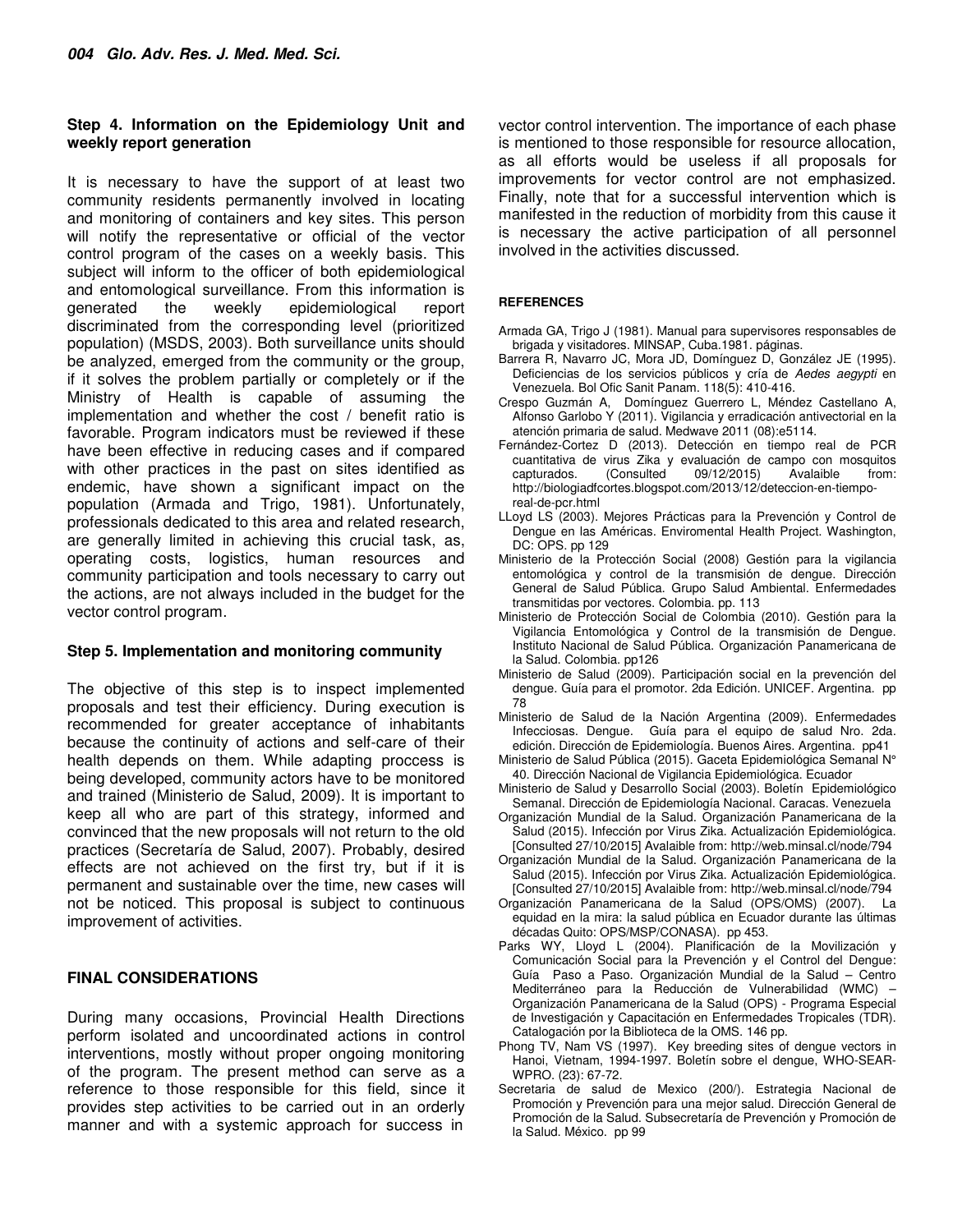### Step 4. Information on the Epidemiology Unit and weekly report generation

It is necessary to have the support of at least two community residents permanently involved in locating and monitoring of containers and key sites. This person will notify the representative or official of the vector control program of the cases on a weekly basis. This subject will inform to the officer of both epidemiological and entomological surveillance. From this information is generated the weekly epidemiological report discriminated from the corresponding level (prioritized population) (MSDS, 2003). Both surveillance units should be analyzed, emerged from the community or the group, if it solves the problem partially or completely or if the Ministry of Health is capable of assuming the implementation and whether the cost / benefit ratio is favorable. Program indicators must be reviewed if these have been effective in reducing cases and if compared with other practices in the past on sites identified as endemic, have shown a significant impact on the population (Armada and Trigo, 1981). Unfortunately, professionals dedicated to this area and related research, are generally limited in achieving this crucial task, as, operating costs, logistics, human resources and community participation and tools necessary to carry out the actions, are not always included in the budget for the vector control program.

### Step 5. Implementation and monitoring community

The objective of this step is to inspect implemented proposals and test their efficiency. During execution is recommended for greater acceptance of inhabitants because the continuity of actions and self-care of their health depends on them. While adapting proccess is being developed, community actors have to be monitored and trained (Ministerio de Salud, 2009). It is important to keep all who are part of this strategy, informed and convinced that the new proposals will not return to the old practices (Secretaría de Salud, 2007). Probably, desired effects are not achieved on the first try, but if it is permanent and sustainable over the time, new cases will not be noticed. This proposal is subject to continuous improvement of activities.

## FINAL CONSIDERATIONS

During many occasions, Provincial Health Directions perform isolated and uncoordinated actions in control interventions, mostly without proper ongoing monitoring of the program. The present method can serve as a reference to those responsible for this field, since it provides step activities to be carried out in an orderly manner and with a systemic approach for success in vector control intervention. The importance of each phase is mentioned to those responsible for resource allocation, as all efforts would be useless if all proposals for improvements for vector control are not emphasized. Finally, note that for a successful intervention which is manifested in the reduction of morbidity from this cause it is necessary the active participation of all personnel involved in the activities discussed.

## REFERENCES

Armada GA, Trigo J (1981). Manual para supervisores responsables de brigada y visitadores. MINSAP, Cuba.1981. páginas.

Barrera R, Navarro JC, Mora JD, Domínguez D, González JE (1995). Deficiencias de los servicios públicos y cría de *Aedes aegypti* en Venezuela. Bol Ofic Sanit Panam. 118(5): 410-416.

Crespo Guzmán A, Domínguez Guerrero L, Méndez Castellano A, Alfonso Garlobo Y (2011). Vigilancia y erradicación antivectorial en la atención primaria de salud. Medwave 2011 (08):e5114.

Fernández-Cortez D (2013). Detección en tiempo real de PCR cuantitativa de virus Zika y evaluación de campo con mosquitos capturados. (Consulted 09/12/2015) Avalaible from: http://biologiadfcortes.blogspot.com/2013/12/deteccion-en-tiempo-real-de-pcr.html

LLoyd LS (2003). Mejores Prácticas para la Prevención y Control de Dengue en las Américas. Enviromental Health Project. Washington, DC: OPS. pp 129

Ministerio de la Protección Social (2008) Gestión para la vigilancia entomológica y control de la transmisión de dengue. Dirección General de Salud Pública. Grupo Salud Ambiental. Enfermedades transmitidas por vectores. Colombia. pp. 113

Ministerio de Protección Social de Colombia (2010). Gestión para la Vigilancia Entomológica y Control de la transmisión de Dengue. Instituto Nacional de Salud Pública. Organización Panamericana de la Salud. Colombia. pp126

Ministerio de Salud (2009). Participación social en la prevención del dengue. Guía para el promotor. 2da Edición. UNICEF. Argentina. pp 78

Ministerio de Salud de la Nación Argentina (2009). Enfermedades Infecciosas. Dengue. Guía para el equipo de salud Nro. 2da. edición. Dirección de Epidemiología. Buenos Aires. Argentina. pp41

Ministerio de Salud Pública (2015). Gaceta Epidemiológica Semanal N° 40. Dirección Nacional de Vigilancia Epidemiológica. Ecuador

Ministerio de Salud y Desarrollo Social (2003). Boletín Epidemiológico Semanal. Dirección de Epidemiología Nacional. Caracas. Venezuela

Organización Mundial de la Salud. Organización Panamericana de la Salud (2015). Infección por Virus Zika. Actualización Epidemiológica. [Consulted 27/10/2015] Avalaible from: http://web.minsal.cl/node/794

Organización Mundial de la Salud. Organización Panamericana de la Salud (2015). Infección por Virus Zika. Actualización Epidemiológica. [Consulted 27/10/2015] Avalaible from: http://web.minsal.cl/node/794

Organización Panamericana de la Salud (OPS/OMS) (2007). La equidad en la mira: la salud pública en Ecuador durante las últimas décadas Quito: OPS/MSP/CONASA). pp 453.

Parks WY, Lloyd L (2004). Planificación de la Movilización y Comunicación Social para la Prevención y el Control del Dengue: Guía Paso a Paso. Organización Mundial de la Salud – Centro Mediterráneo para la Reducción de Vulnerabilidad (WMC) – Organización Panamericana de la Salud (OPS) - Programa Especial de Investigación y Capacitación en Enfermedades Tropicales (TDR). Catalogación por la Biblioteca de la OMS. 146 pp.

Phong TV, Nam VS (1997). Key breeding sites of dengue vectors in Hanoi, Vietnam, 1994-1997. Boletín sobre el dengue, WHO-SEAR-WPRO. (23): 67-72.

Secretaria de salud de Mexico (200/). Estrategia Nacional de Promoción y Prevención para una mejor salud. Dirección General de Promoción de la Salud. Subsecretaría de Prevención y Promoción de la Salud. México. pp 99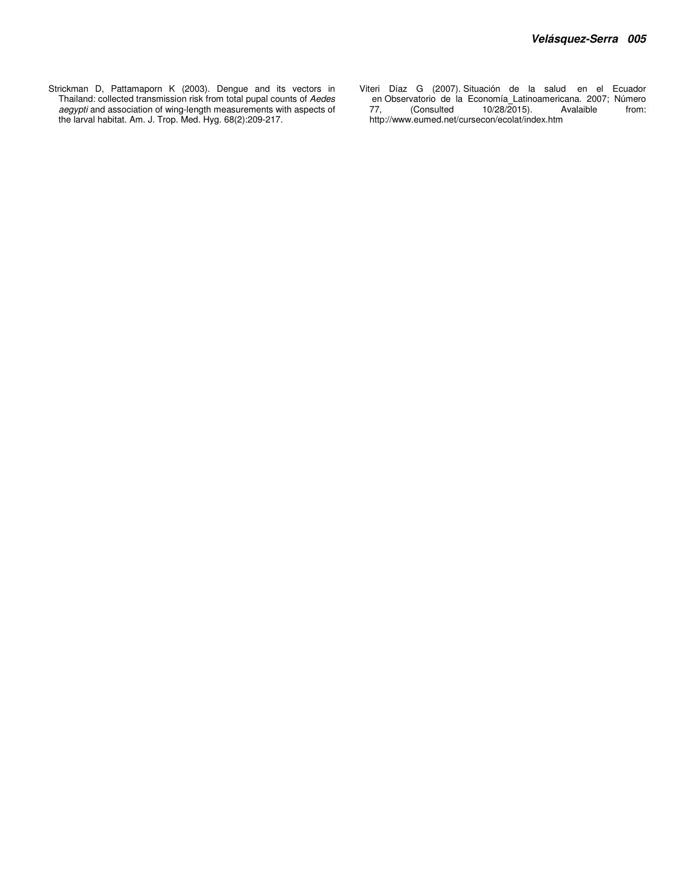Strickman D, Pattamaporn K (2003). Dengue and its vectors in Thailand: collected transmission risk from total pupal counts of *Aedes aegypti* and association of wing-length measurements with aspects of the larval habitat. Am. J. Trop. Med. Hyg. 68(2):209-217.

Viteri Díaz G (2007). Situación de la salud en el Ecuador en Observatorio de la Economía_Latinoamericana. 2007; Número 77, (Consulted 10/28/2015). Avalaible from: http://www.eumed.net/cursecon/ecolat/index.htm